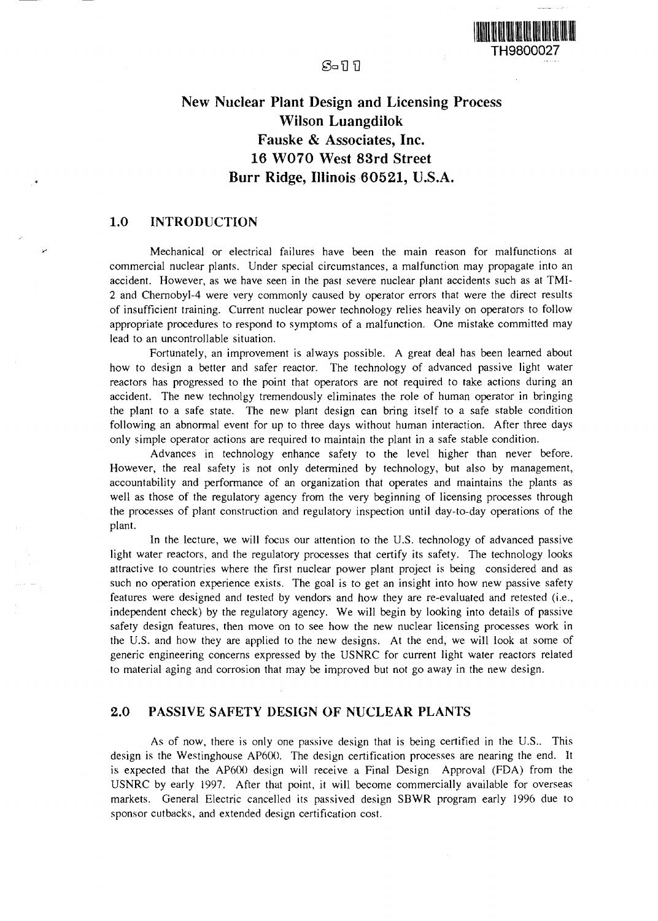# New Nuclear Plant Design and Licensing Process

**Wilson Luangdilok**
**Fauske & Associates, Inc.**
**16 W070 West 83rd Street**
**Burr Ridge, Illinois 60521, U.S.A.**

## 1.0 INTRODUCTION

Mechanical or electrical failures have been the main reason for malfunctions at commercial nuclear plants. Under special circumstances, a malfunction may propagate into an accident. However, as we have seen in the past severe nuclear plant accidents such as at TMI-2 and Chernobyl-4 were very commonly caused by operator errors that were the direct results of insufficient training. Current nuclear power technology relies heavily on operators to follow appropriate procedures to respond to symptoms of a malfunction. One mistake committed may lead to an uncontrollable situation.

Fortunately, an improvement is always possible. A great deal has been learned about how to design a better and safer reactor. The technology of advanced passive light water reactors has progressed to the point that operators are not required to take actions during an accident. The new technolgy tremendously eliminates the role of human operator in bringing the plant to a safe state. The new plant design can bring itself to a safe stable condition following an abnormal event for up to three days without human interaction. After three days only simple operator actions are required to maintain the plant in a safe stable condition.

Advances in technology enhance safety to the level higher than never before. However, the real safety is not only determined by technology, but also by management, accountability and performance of an organization that operates and maintains the plants as well as those of the regulatory agency from the very beginning of licensing processes through the processes of plant construction and regulatory inspection until day-to-day operations of the plant.

In the lecture, we will focus our attention to the U.S. technology of advanced passive light water reactors, and the regulatory processes that certify its safety. The technology looks attractive to countries where the first nuclear power plant project is being considered and as such no operation experience exists. The goal is to get an insight into how new passive safety features were designed and tested by vendors and how they are re-evaluated and retested (i.e., independent check) by the regulatory agency. We will begin by looking into details of passive safety design features, then move on to see how the new nuclear licensing processes work in the U.S. and how they are applied to the new designs. At the end, we will look at some of generic engineering concerns expressed by the USNRC for current light water reactors related to material aging and corrosion that may be improved but not go away in the new design.

## 2.0 PASSIVE SAFETY DESIGN OF NUCLEAR PLANTS

As of now, there is only one passive design that is being certified in the U.S.. This design is the Westinghouse AP600. The design certification processes are nearing the end. It is expected that the AP600 design will receive a Final Design Approval (FDA) from the USNRC by early 1997. After that point, it will become commercially available for overseas markets. General Electric cancelled its passived design SBWR program early 1996 due to sponsor cutbacks, and extended design certification cost.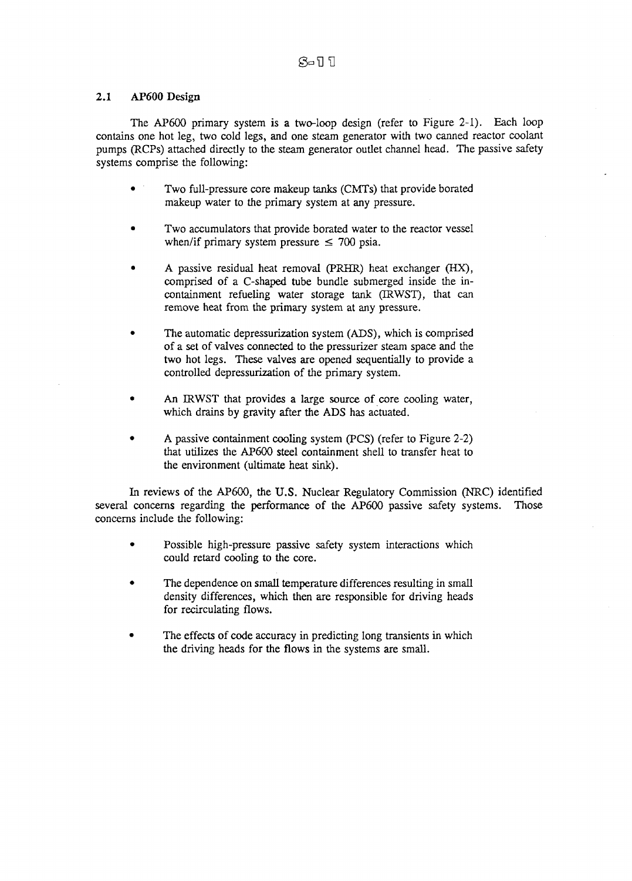## 2.1 AP600 Design

The AP600 primary system is a two-loop design (refer to Figure 2-1). Each loop contains one hot leg, two cold legs, and one steam generator with two canned reactor coolant pumps (RCPs) attached directly to the steam generator outlet channel head. The passive safety systems comprise the following:

- Two full-pressure core makeup tanks (CMTs) that provide borated makeup water to the primary system at any pressure.
- Two accumulators that provide borated water to the reactor vessel when/if primary system pressure $\leq$ 700 psia.
- A passive residual heat removal (PRHR) heat exchanger (HX), comprised of a C-shaped tube bundle submerged inside the in-containment refueling water storage tank (IRWST), that can remove heat from the primary system at any pressure.
- The automatic depressurization system (ADS), which is comprised of a set of valves connected to the pressurizer steam space and the two hot legs. These valves are opened sequentially to provide a controlled depressurization of the primary system.
- An IRWST that provides a large source of core cooling water, which drains by gravity after the ADS has actuated.
- A passive containment cooling system (PCS) (refer to Figure 2-2) that utilizes the AP600 steel containment shell to transfer heat to the environment (ultimate heat sink).

In reviews of the AP600, the U.S. Nuclear Regulatory Commission (NRC) identified several concerns regarding the performance of the AP600 passive safety systems. Those concerns include the following:

- Possible high-pressure passive safety system interactions which could retard cooling to the core.
- The dependence on small temperature differences resulting in small density differences, which then are responsible for driving heads for recirculating flows.
- The effects of code accuracy in predicting long transients in which the driving heads for the flows in the systems are small.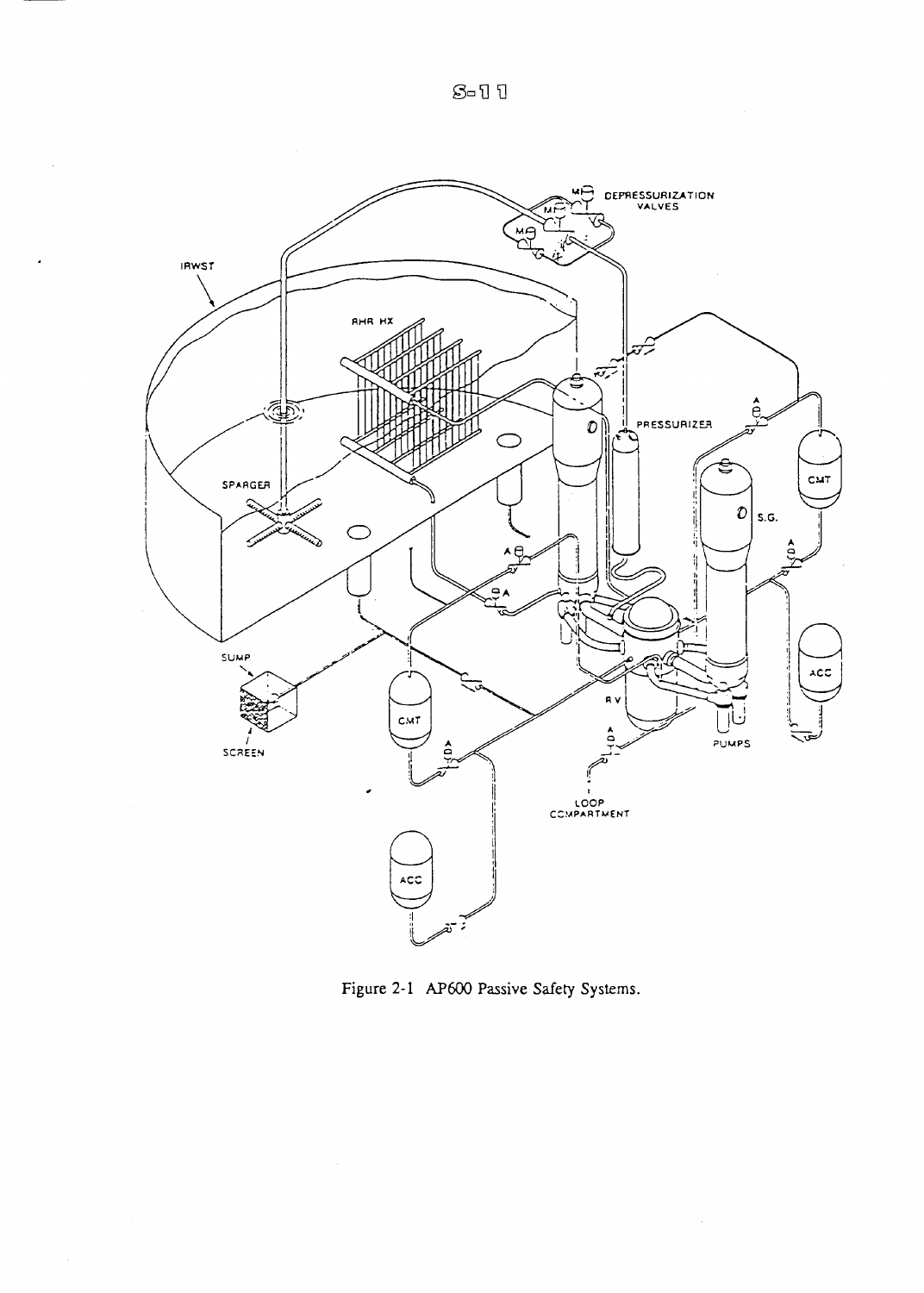Figure 2-1 AP600 Passive Safety Systems.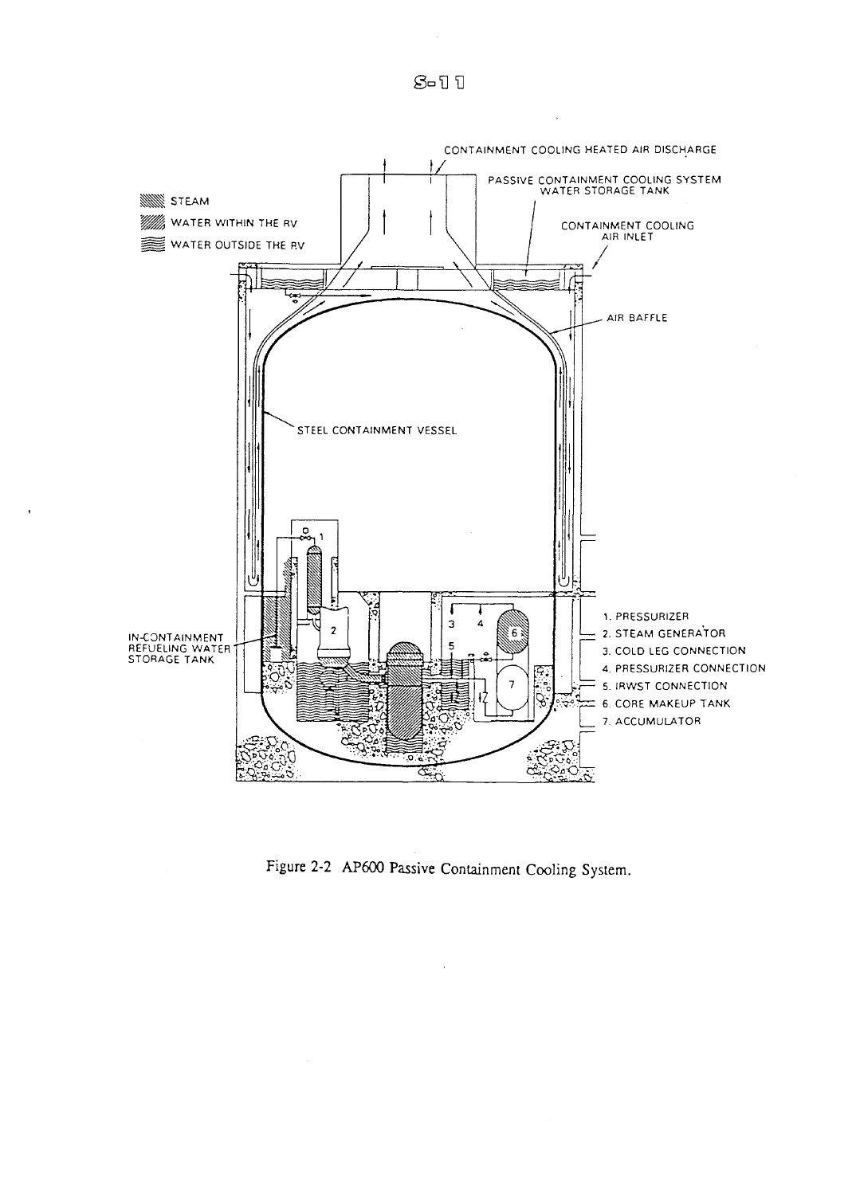CONTAINMENT COOLING HEATED AIR DISCHARGE

PASSIVE CONTAINMENT COOLING SYSTEM WATER STORAGE TANK

STEAM

WATER WITHIN THE RV

WATER OUTSIDE THE RV

CONTAINMENT COOLING AIR INLET

AIR BAFFLE

STEEL CONTAINMENT VESSEL

IN-CONTAINMENT REFUELING WATER STORAGE TANK

1. PRESSURIZER
2. STEAM GENERATOR
3. COLD LEG CONNECTION
4. PRESSURIZER CONNECTION
5. IRWST CONNECTION
6. CORE MAKEUP TANK
7. ACCUMULATOR

Figure 2-2 AP600 Passive Containment Cooling System.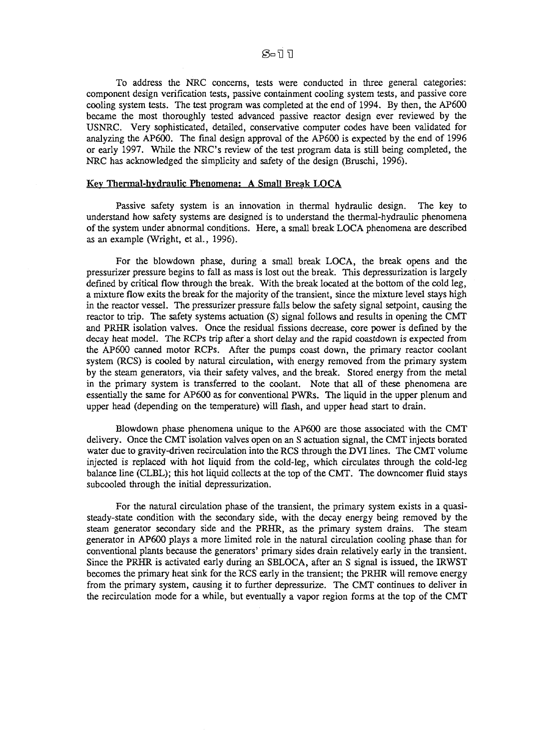To address the NRC concerns, tests were conducted in three general categories: component design verification tests, passive containment cooling system tests, and passive core cooling system tests. The test program was completed at the end of 1994. By then, the AP600 became the most thoroughly tested advanced passive reactor design ever reviewed by the USNRC. Very sophisticated, detailed, conservative computer codes have been validated for analyzing the AP600. The final design approval of the AP600 is expected by the end of 1996 or early 1997. While the NRC's review of the test program data is still being completed, the NRC has acknowledged the simplicity and safety of the design (Bruschi, 1996).

## Key Thermal-hydraulic Phenomena: A Small Break LOCA

Passive safety system is an innovation in thermal hydraulic design. The key to understand how safety systems are designed is to understand the thermal-hydraulic phenomena of the system under abnormal conditions. Here, a small break LOCA phenomena are described as an example (Wright, et al., 1996).

For the blowdown phase, during a small break LOCA, the break opens and the pressurizer pressure begins to fall as mass is lost out the break. This depressurization is largely defined by critical flow through the break. With the break located at the bottom of the cold leg, a mixture flow exits the break for the majority of the transient, since the mixture level stays high in the reactor vessel. The pressurizer pressure falls below the safety signal setpoint, causing the reactor to trip. The safety systems actuation (S) signal follows and results in opening the CMT and PRHR isolation valves. Once the residual fissions decrease, core power is defined by the decay heat model. The RCPs trip after a short delay and the rapid coastdown is expected from the AP600 canned motor RCPs. After the pumps coast down, the primary reactor coolant system (RCS) is cooled by natural circulation, with energy removed from the primary system by the steam generators, via their safety valves, and the break. Stored energy from the metal in the primary system is transferred to the coolant. Note that all of these phenomena are essentially the same for AP600 as for conventional PWRs. The liquid in the upper plenum and upper head (depending on the temperature) will flash, and upper head start to drain.

Blowdown phase phenomena unique to the AP600 are those associated with the CMT delivery. Once the CMT isolation valves open on an S actuation signal, the CMT injects borated water due to gravity-driven recirculation into the RCS through the DVI lines. The CMT volume injected is replaced with hot liquid from the cold-leg, which circulates through the cold-leg balance line (CLBL); this hot liquid collects at the top of the CMT. The downcomer fluid stays subcooled through the initial depressurization.

For the natural circulation phase of the transient, the primary system exists in a quasi-steady-state condition with the secondary side, with the decay energy being removed by the steam generator secondary side and the PRHR, as the primary system drains. The steam generator in AP600 plays a more limited role in the natural circulation cooling phase than for conventional plants because the generators' primary sides drain relatively early in the transient. Since the PRHR is activated early during an SBLOCA, after an S signal is issued, the IRWST becomes the primary heat sink for the RCS early in the transient; the PRHR will remove energy from the primary system, causing it to further depressurize. The CMT continues to deliver in the recirculation mode for a while, but eventually a vapor region forms at the top of the CMT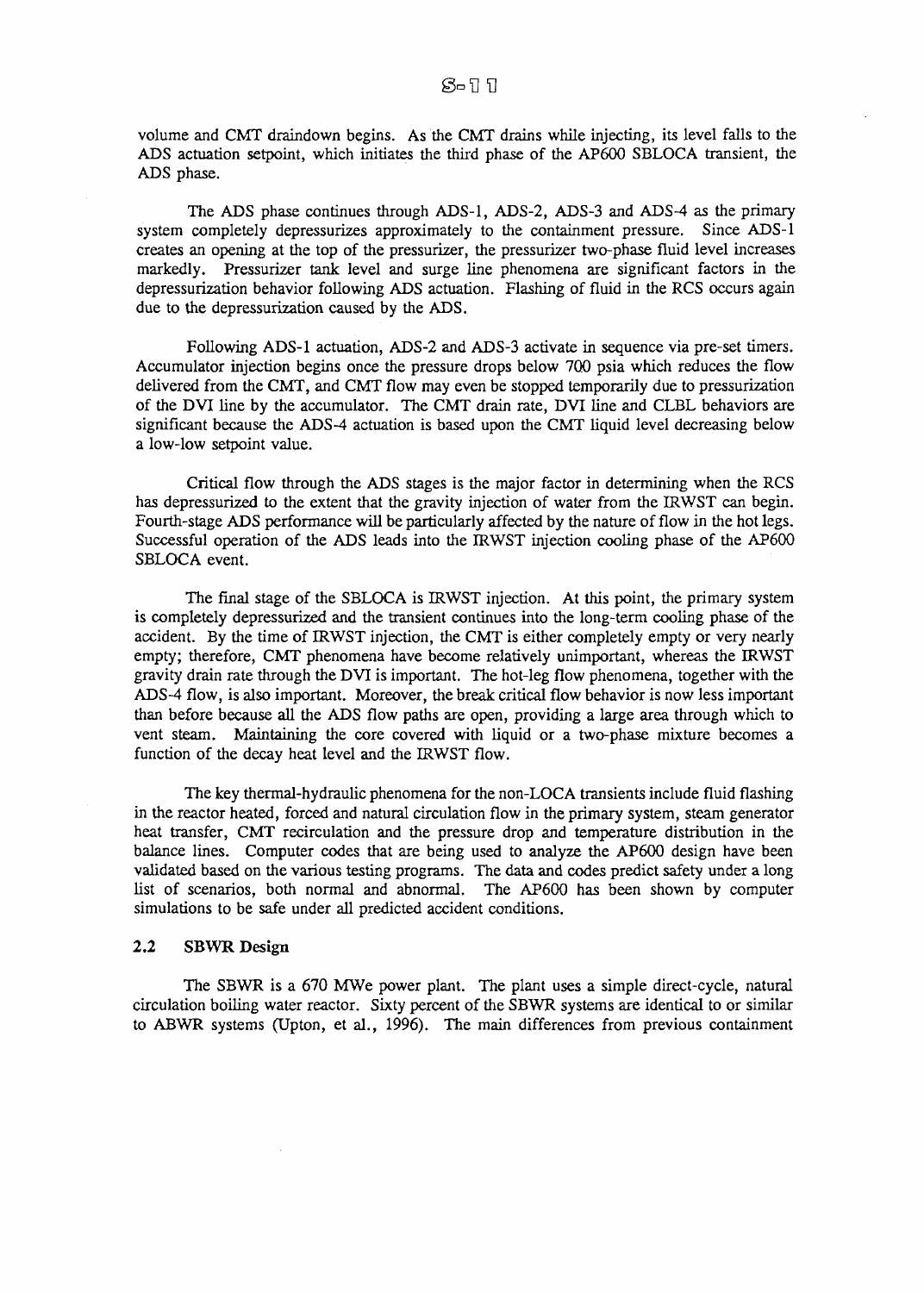volume and CMT draindown begins. As the CMT drains while injecting, its level falls to the ADS actuation setpoint, which initiates the third phase of the AP600 SBLOCA transient, the ADS phase.

The ADS phase continues through ADS-1, ADS-2, ADS-3 and ADS-4 as the primary system completely depressurizes approximately to the containment pressure. Since ADS-1 creates an opening at the top of the pressurizer, the pressurizer two-phase fluid level increases markedly. Pressurizer tank level and surge line phenomena are significant factors in the depressurization behavior following ADS actuation. Flashing of fluid in the RCS occurs again due to the depressurization caused by the ADS.

Following ADS-1 actuation, ADS-2 and ADS-3 activate in sequence via pre-set timers. Accumulator injection begins once the pressure drops below 700 psia which reduces the flow delivered from the CMT, and CMT flow may even be stopped temporarily due to pressurization of the DVI line by the accumulator. The CMT drain rate, DVI line and CLBL behaviors are significant because the ADS-4 actuation is based upon the CMT liquid level decreasing below a low-low setpoint value.

Critical flow through the ADS stages is the major factor in determining when the RCS has depressurized to the extent that the gravity injection of water from the IRWST can begin. Fourth-stage ADS performance will be particularly affected by the nature of flow in the hot legs. Successful operation of the ADS leads into the IRWST injection cooling phase of the AP600 SBLOCA event.

The final stage of the SBLOCA is IRWST injection. At this point, the primary system is completely depressurized and the transient continues into the long-term cooling phase of the accident. By the time of IRWST injection, the CMT is either completely empty or very nearly empty; therefore, CMT phenomena have become relatively unimportant, whereas the IRWST gravity drain rate through the DVI is important. The hot-leg flow phenomena, together with the ADS-4 flow, is also important. Moreover, the break critical flow behavior is now less important than before because all the ADS flow paths are open, providing a large area through which to vent steam. Maintaining the core covered with liquid or a two-phase mixture becomes a function of the decay heat level and the IRWST flow.

The key thermal-hydraulic phenomena for the non-LOCA transients include fluid flashing in the reactor heated, forced and natural circulation flow in the primary system, steam generator heat transfer, CMT recirculation and the pressure drop and temperature distribution in the balance lines. Computer codes that are being used to analyze the AP600 design have been validated based on the various testing programs. The data and codes predict safety under a long list of scenarios, both normal and abnormal. The AP600 has been shown by computer simulations to be safe under all predicted accident conditions.

## 2.2 SBWR Design

The SBWR is a 670 MWe power plant. The plant uses a simple direct-cycle, natural circulation boiling water reactor. Sixty percent of the SBWR systems are identical to or similar to ABWR systems (Upton, et al., 1996). The main differences from previous containment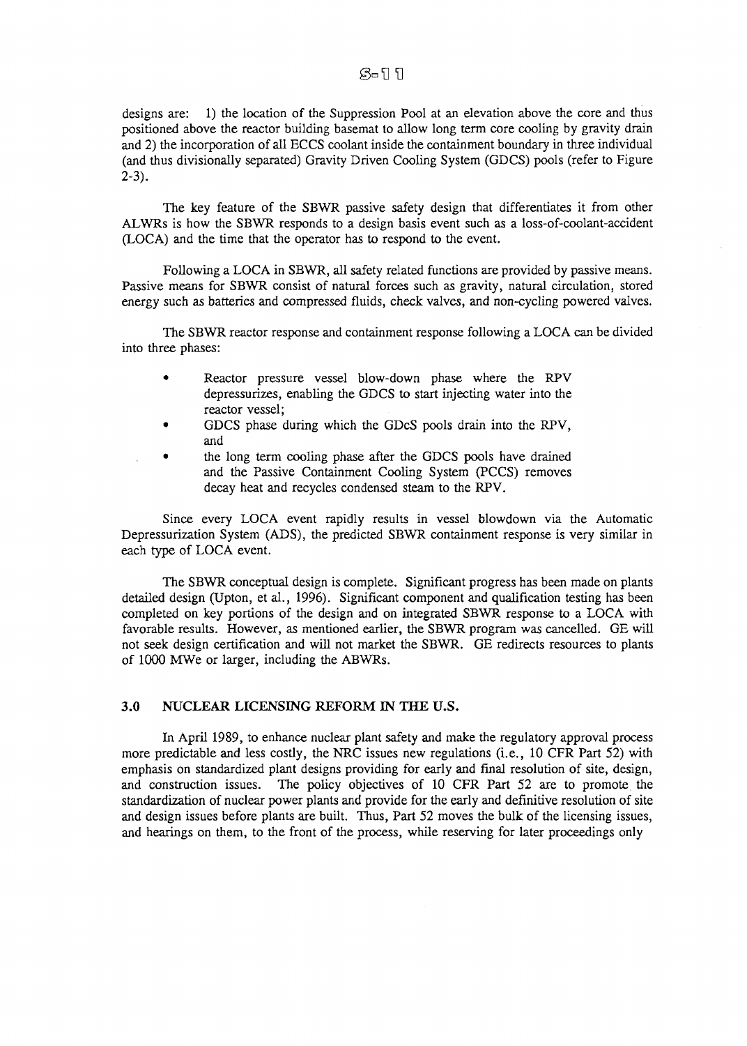designs are: 1) the location of the Suppression Pool at an elevation above the core and thus positioned above the reactor building basemat to allow long term core cooling by gravity drain and 2) the incorporation of all ECCS coolant inside the containment boundary in three individual (and thus divisionally separated) Gravity Driven Cooling System (GDCS) pools (refer to Figure 2-3).

The key feature of the SBWR passive safety design that differentiates it from other ALWRs is how the SBWR responds to a design basis event such as a loss-of-coolant-accident (LOCA) and the time that the operator has to respond to the event.

Following a LOCA in SBWR, all safety related functions are provided by passive means. Passive means for SBWR consist of natural forces such as gravity, natural circulation, stored energy such as batteries and compressed fluids, check valves, and non-cycling powered valves.

The SBWR reactor response and containment response following a LOCA can be divided into three phases:

- Reactor pressure vessel blow-down phase where the RPV depressurizes, enabling the GDCS to start injecting water into the reactor vessel;
- GDCS phase during which the GDcS pools drain into the RPV, and
- the long term cooling phase after the GDCS pools have drained and the Passive Containment Cooling System (PCCS) removes decay heat and recycles condensed steam to the RPV.

Since every LOCA event rapidly results in vessel blowdown via the Automatic Depressurization System (ADS), the predicted SBWR containment response is very similar in each type of LOCA event.

The SBWR conceptual design is complete. Significant progress has been made on plants detailed design (Upton, et al., 1996). Significant component and qualification testing has been completed on key portions of the design and on integrated SBWR response to a LOCA with favorable results. However, as mentioned earlier, the SBWR program was cancelled. GE will not seek design certification and will not market the SBWR. GE redirects resources to plants of 1000 MWe or larger, including the ABWRs.

## 3.0 NUCLEAR LICENSING REFORM IN THE U.S.

In April 1989, to enhance nuclear plant safety and make the regulatory approval process more predictable and less costly, the NRC issues new regulations (i.e., 10 CFR Part 52) with emphasis on standardized plant designs providing for early and final resolution of site, design, and construction issues. The policy objectives of 10 CFR Part 52 are to promote the standardization of nuclear power plants and provide for the early and definitive resolution of site and design issues before plants are built. Thus, Part 52 moves the bulk of the licensing issues, and hearings on them, to the front of the process, while reserving for later proceedings only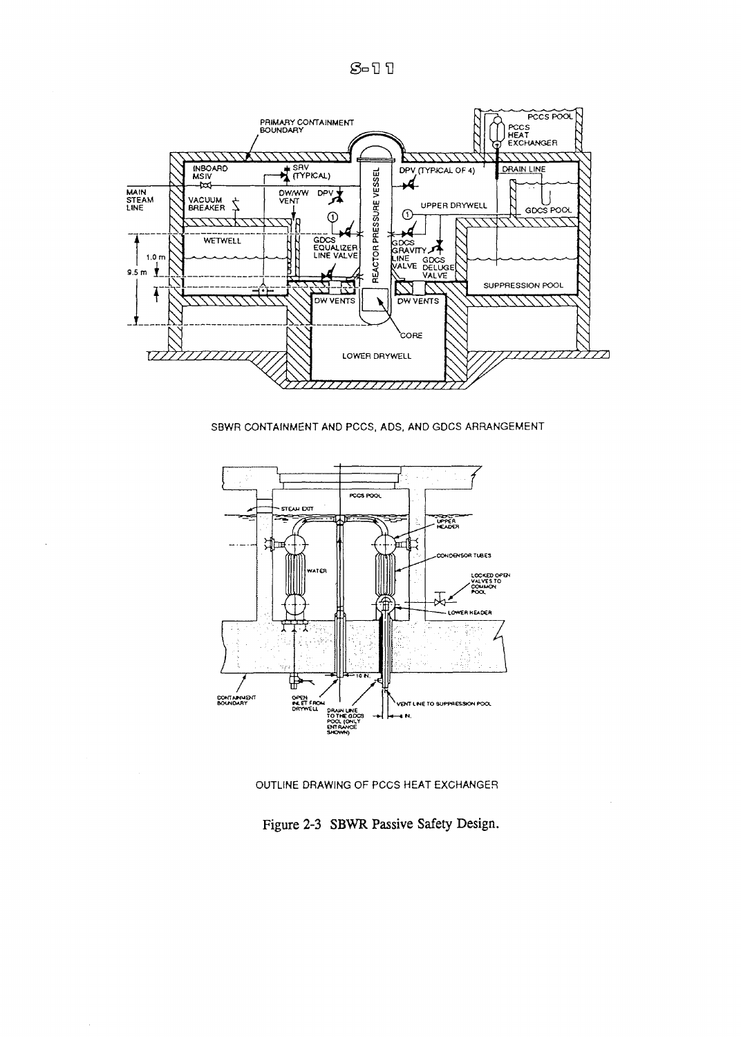S-11

PRIMARY CONTAINMENT BOUNDARY

PCCS POOL

PCCS HEAT EXCHANGER

INBOARD MSIV

SRV (TYPICAL)

DPV (TYPICAL OF 4)

DRAIN LINE

MAIN STEAM LINE

VACUUM BREAKER

DW/WW VENT

DPV

UPPER DRYWELL

GDCS POOL

REACTOR PRESSURE VESSEL

WETWELL

GDCS EQUALIZER LINE VALVE

GDCS GRAVITY LINE VALVE

GDCS DELUGE VALVE

1.0 m

9.5 m

SUPPRESSION POOL

DW VENTS

DW VENTS

CORE

LOWER DRYWELL

SBWR CONTAINMENT AND PCCS, ADS, AND GDCS ARRANGEMENT

PCCS POOL

STEAM EXIT

UPPER HEADER

WATER

CONDENSOR TUBES

LOCKED OPEN VALVES TO COMMON POOL

LOWER HEADER

10 IN.

CONTAINMENT BOUNDARY

OPEN INLET FROM DRYWELL

DRAIN LINE TO THE GDCS POOL (ONLY ENTRANCE SHOWN)

VENT LINE TO SUPPRESSION POOL

4 IN.

OUTLINE DRAWING OF PCCS HEAT EXCHANGER

Figure 2-3 SBWR Passive Safety Design.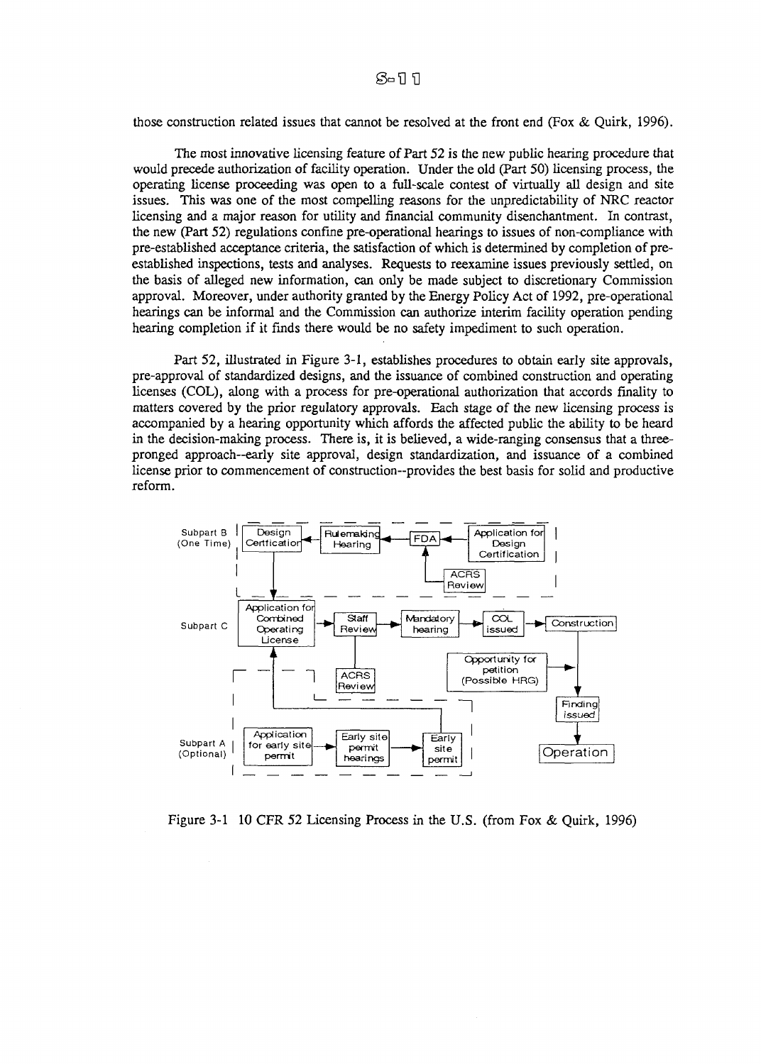those construction related issues that cannot be resolved at the front end (Fox & Quirk, 1996).

The most innovative licensing feature of Part 52 is the new public hearing procedure that would precede authorization of facility operation. Under the old (Part 50) licensing process, the operating license proceeding was open to a full-scale contest of virtually all design and site issues. This was one of the most compelling reasons for the unpredictability of NRC reactor licensing and a major reason for utility and financial community disenchantment. In contrast, the new (Part 52) regulations confine pre-operational hearings to issues of non-compliance with pre-established acceptance criteria, the satisfaction of which is determined by completion of pre-established inspections, tests and analyses. Requests to reexamine issues previously settled, on the basis of alleged new information, can only be made subject to discretionary Commission approval. Moreover, under authority granted by the Energy Policy Act of 1992, pre-operational hearings can be informal and the Commission can authorize interim facility operation pending hearing completion if it finds there would be no safety impediment to such operation.

Part 52, illustrated in Figure 3-1, establishes procedures to obtain early site approvals, pre-approval of standardized designs, and the issuance of combined construction and operating licenses (COL), along with a process for pre-operational authorization that accords finality to matters covered by the prior regulatory approvals. Each stage of the new licensing process is accompanied by a hearing opportunity which affords the affected public the ability to be heard in the decision-making process. There is, it is believed, a wide-ranging consensus that a three-pronged approach--early site approval, design standardization, and issuance of a combined license prior to commencement of construction--provides the best basis for solid and productive reform.

Subpart B (One Time)
Design Certification
Rulemaking Hearing
FDA
Application for Design Certification
ACRS Review
Subpart C
Application for Combined Operating License
Staff Review
Mandatory hearing
COL issued
Construction
ACRS Review
Opportunity for petition (Possible HRG)
Finding issued
Subpart A (Optional)
Application for early site permit
Early site permit hearings
Early site permit
Operation

Figure 3-1 10 CFR 52 Licensing Process in the U.S. (from Fox & Quirk, 1996)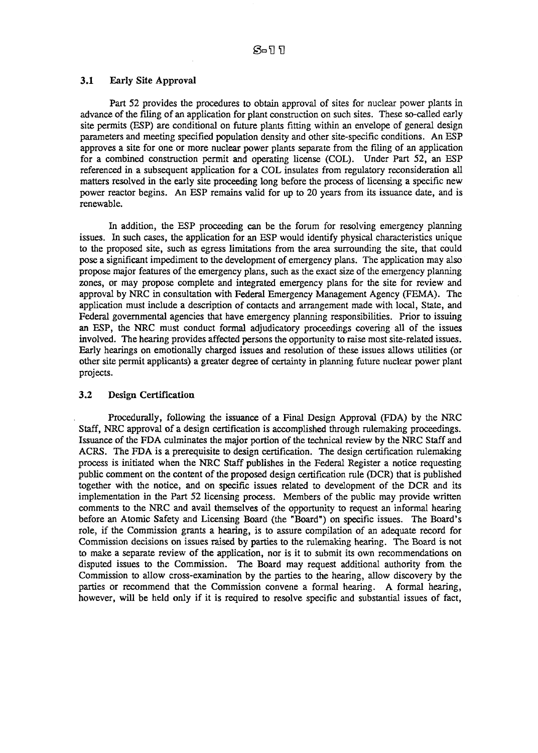### 3.1 Early Site Approval

Part 52 provides the procedures to obtain approval of sites for nuclear power plants in advance of the filing of an application for plant construction on such sites. These so-called early site permits (ESP) are conditional on future plants fitting within an envelope of general design parameters and meeting specified population density and other site-specific conditions. An ESP approves a site for one or more nuclear power plants separate from the filing of an application for a combined construction permit and operating license (COL). Under Part 52, an ESP referenced in a subsequent application for a COL insulates from regulatory reconsideration all matters resolved in the early site proceeding long before the process of licensing a specific new power reactor begins. An ESP remains valid for up to 20 years from its issuance date, and is renewable.

In addition, the ESP proceeding can be the forum for resolving emergency planning issues. In such cases, the application for an ESP would identify physical characteristics unique to the proposed site, such as egress limitations from the area surrounding the site, that could pose a significant impediment to the development of emergency plans. The application may also propose major features of the emergency plans, such as the exact size of the emergency planning zones, or may propose complete and integrated emergency plans for the site for review and approval by NRC in consultation with Federal Emergency Management Agency (FEMA). The application must include a description of contacts and arrangement made with local, State, and Federal governmental agencies that have emergency planning responsibilities. Prior to issuing an ESP, the NRC must conduct formal adjudicatory proceedings covering all of the issues involved. The hearing provides affected persons the opportunity to raise most site-related issues. Early hearings on emotionally charged issues and resolution of these issues allows utilities (or other site permit applicants) a greater degree of certainty in planning future nuclear power plant projects.

### 3.2 Design Certification

Procedurally, following the issuance of a Final Design Approval (FDA) by the NRC Staff, NRC approval of a design certification is accomplished through rulemaking proceedings. Issuance of the FDA culminates the major portion of the technical review by the NRC Staff and ACRS. The FDA is a prerequisite to design certification. The design certification rulemaking process is initiated when the NRC Staff publishes in the Federal Register a notice requesting public comment on the content of the proposed design certification rule (DCR) that is published together with the notice, and on specific issues related to development of the DCR and its implementation in the Part 52 licensing process. Members of the public may provide written comments to the NRC and avail themselves of the opportunity to request an informal hearing before an Atomic Safety and Licensing Board (the "Board") on specific issues. The Board's role, if the Commission grants a hearing, is to assure compilation of an adequate record for Commission decisions on issues raised by parties to the rulemaking hearing. The Board is not to make a separate review of the application, nor is it to submit its own recommendations on disputed issues to the Commission. The Board may request additional authority from the Commission to allow cross-examination by the parties to the hearing, allow discovery by the parties or recommend that the Commission convene a formal hearing. A formal hearing, however, will be held only if it is required to resolve specific and substantial issues of fact,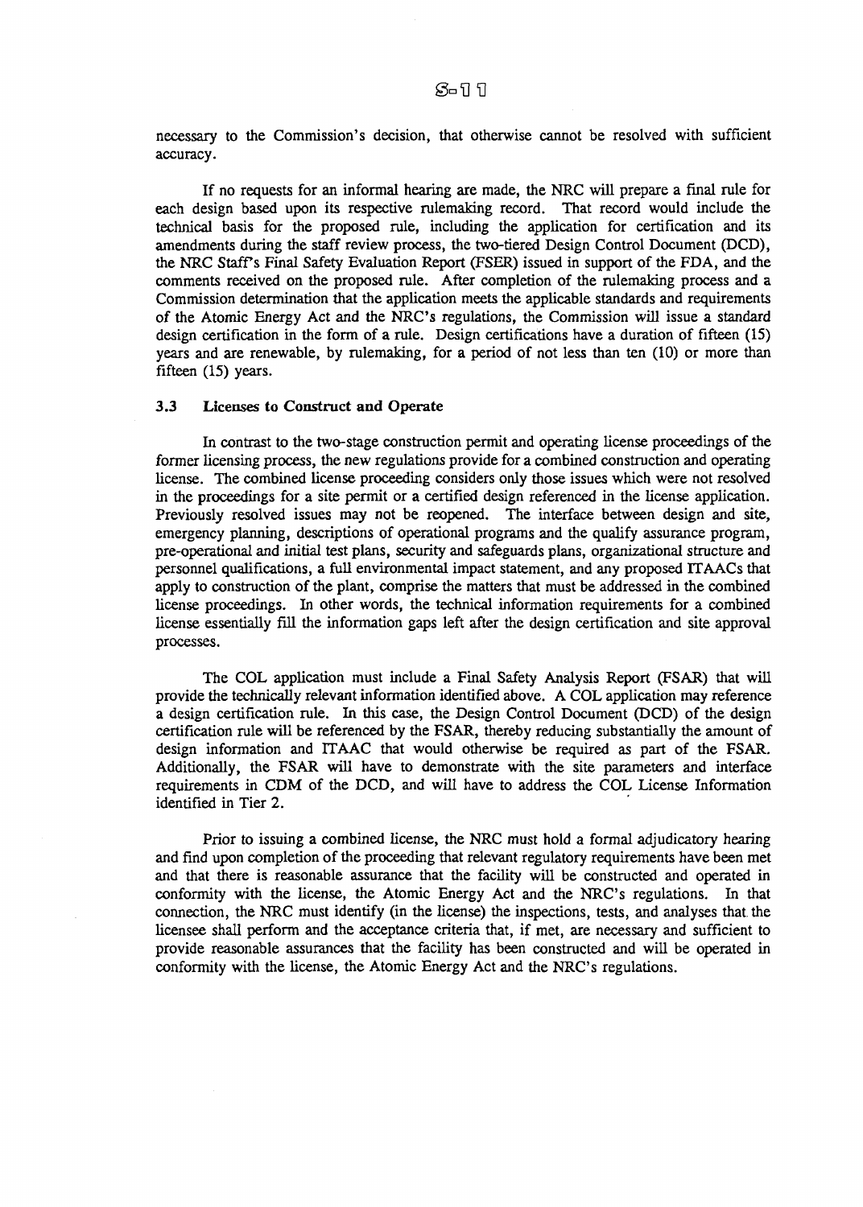necessary to the Commission's decision, that otherwise cannot be resolved with sufficient accuracy.

If no requests for an informal hearing are made, the NRC will prepare a final rule for each design based upon its respective rulemaking record. That record would include the technical basis for the proposed rule, including the application for certification and its amendments during the staff review process, the two-tiered Design Control Document (DCD), the NRC Staff's Final Safety Evaluation Report (FSER) issued in support of the FDA, and the comments received on the proposed rule. After completion of the rulemaking process and a Commission determination that the application meets the applicable standards and requirements of the Atomic Energy Act and the NRC's regulations, the Commission will issue a standard design certification in the form of a rule. Design certifications have a duration of fifteen (15) years and are renewable, by rulemaking, for a period of not less than ten (10) or more than fifteen (15) years.

### 3.3 Licenses to Construct and Operate

In contrast to the two-stage construction permit and operating license proceedings of the former licensing process, the new regulations provide for a combined construction and operating license. The combined license proceeding considers only those issues which were not resolved in the proceedings for a site permit or a certified design referenced in the license application. Previously resolved issues may not be reopened. The interface between design and site, emergency planning, descriptions of operational programs and the qualify assurance program, pre-operational and initial test plans, security and safeguards plans, organizational structure and personnel qualifications, a full environmental impact statement, and any proposed ITAACs that apply to construction of the plant, comprise the matters that must be addressed in the combined license proceedings. In other words, the technical information requirements for a combined license essentially fill the information gaps left after the design certification and site approval processes.

The COL application must include a Final Safety Analysis Report (FSAR) that will provide the technically relevant information identified above. A COL application may reference a design certification rule. In this case, the Design Control Document (DCD) of the design certification rule will be referenced by the FSAR, thereby reducing substantially the amount of design information and ITAAC that would otherwise be required as part of the FSAR. Additionally, the FSAR will have to demonstrate with the site parameters and interface requirements in CDM of the DCD, and will have to address the COL License Information identified in Tier 2.

Prior to issuing a combined license, the NRC must hold a formal adjudicatory hearing and find upon completion of the proceeding that relevant regulatory requirements have been met and that there is reasonable assurance that the facility will be constructed and operated in conformity with the license, the Atomic Energy Act and the NRC's regulations. In that connection, the NRC must identify (in the license) the inspections, tests, and analyses that the licensee shall perform and the acceptance criteria that, if met, are necessary and sufficient to provide reasonable assurances that the facility has been constructed and will be operated in conformity with the license, the Atomic Energy Act and the NRC's regulations.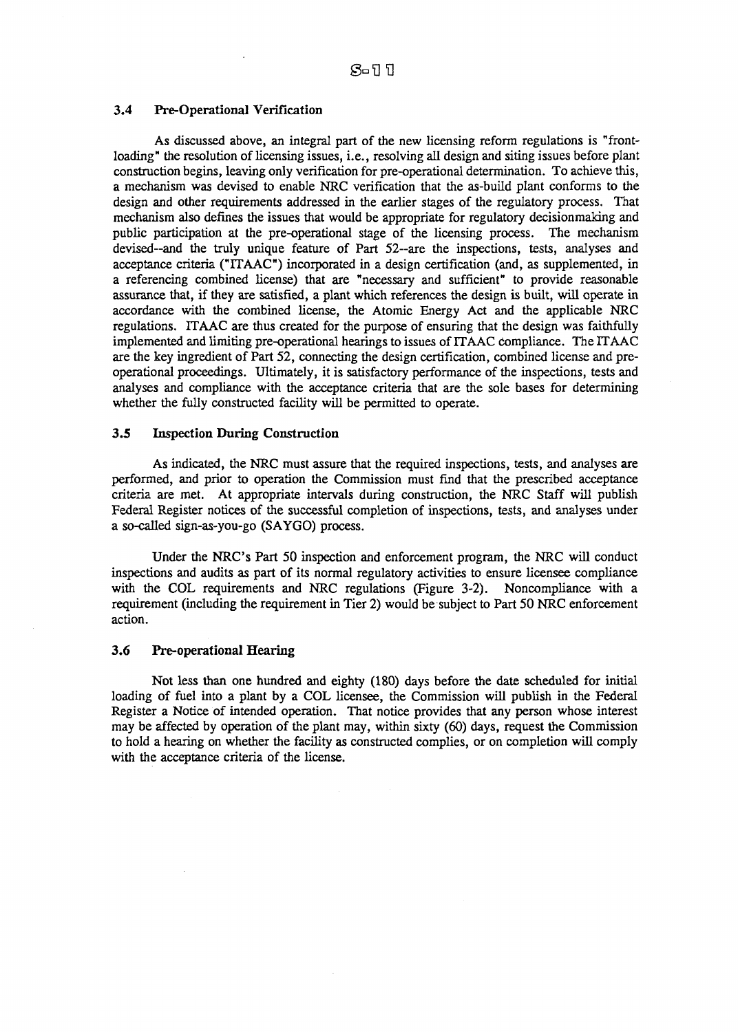### 3.4 Pre-Operational Verification

As discussed above, an integral part of the new licensing reform regulations is "front-loading" the resolution of licensing issues, i.e., resolving all design and siting issues before plant construction begins, leaving only verification for pre-operational determination. To achieve this, a mechanism was devised to enable NRC verification that the as-build plant conforms to the design and other requirements addressed in the earlier stages of the regulatory process. That mechanism also defines the issues that would be appropriate for regulatory decisionmaking and public participation at the pre-operational stage of the licensing process. The mechanism devised--and the truly unique feature of Part 52--are the inspections, tests, analyses and acceptance criteria ("ITAAC") incorporated in a design certification (and, as supplemented, in a referencing combined license) that are "necessary and sufficient" to provide reasonable assurance that, if they are satisfied, a plant which references the design is built, will operate in accordance with the combined license, the Atomic Energy Act and the applicable NRC regulations. ITAAC are thus created for the purpose of ensuring that the design was faithfully implemented and limiting pre-operational hearings to issues of ITAAC compliance. The ITAAC are the key ingredient of Part 52, connecting the design certification, combined license and pre-operational proceedings. Ultimately, it is satisfactory performance of the inspections, tests and analyses and compliance with the acceptance criteria that are the sole bases for determining whether the fully constructed facility will be permitted to operate.

### 3.5 Inspection During Construction

As indicated, the NRC must assure that the required inspections, tests, and analyses are performed, and prior to operation the Commission must find that the prescribed acceptance criteria are met. At appropriate intervals during construction, the NRC Staff will publish Federal Register notices of the successful completion of inspections, tests, and analyses under a so-called sign-as-you-go (SAYGO) process.

Under the NRC's Part 50 inspection and enforcement program, the NRC will conduct inspections and audits as part of its normal regulatory activities to ensure licensee compliance with the COL requirements and NRC regulations (Figure 3-2). Noncompliance with a requirement (including the requirement in Tier 2) would be subject to Part 50 NRC enforcement action.

### 3.6 Pre-operational Hearing

Not less than one hundred and eighty (180) days before the date scheduled for initial loading of fuel into a plant by a COL licensee, the Commission will publish in the Federal Register a Notice of intended operation. That notice provides that any person whose interest may be affected by operation of the plant may, within sixty (60) days, request the Commission to hold a hearing on whether the facility as constructed complies, or on completion will comply with the acceptance criteria of the license.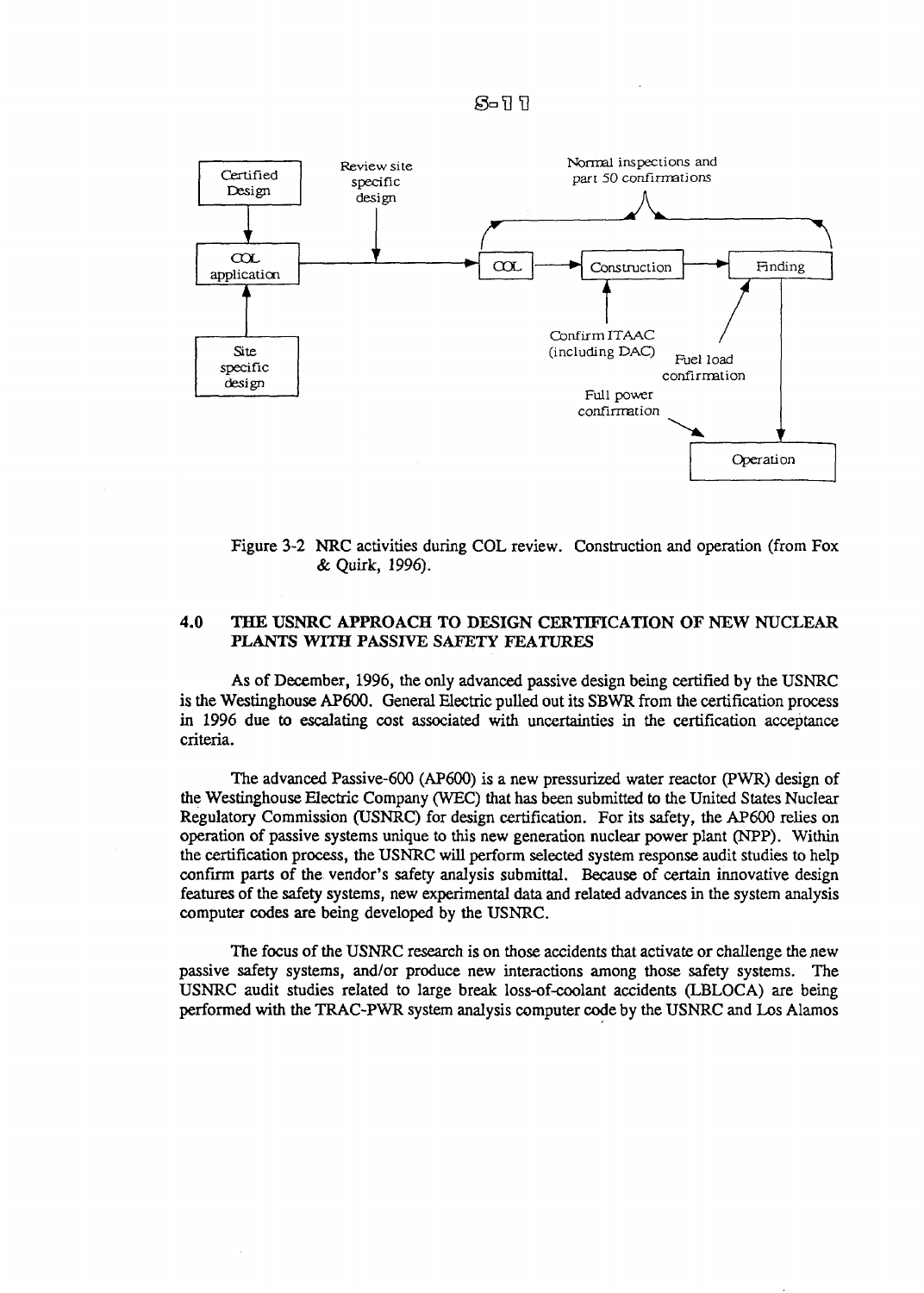Certified Design

COL application

Site specific design

Review site specific design

COL

Construction

Finding

Operation

Normal inspections and part 50 confirmations

Confirm ITAAC (including DAC)

Fuel load confirmation

Full power confirmation

Figure 3-2 NRC activities during COL review. Construction and operation (from Fox & Quirk, 1996).

## 4.0 THE USNRC APPROACH TO DESIGN CERTIFICATION OF NEW NUCLEAR PLANTS WITH PASSIVE SAFETY FEATURES

As of December, 1996, the only advanced passive design being certified by the USNRC is the Westinghouse AP600. General Electric pulled out its SBWR from the certification process in 1996 due to escalating cost associated with uncertainties in the certification acceptance criteria.

The advanced Passive-600 (AP600) is a new pressurized water reactor (PWR) design of the Westinghouse Electric Company (WEC) that has been submitted to the United States Nuclear Regulatory Commission (USNRC) for design certification. For its safety, the AP600 relies on operation of passive systems unique to this new generation nuclear power plant (NPP). Within the certification process, the USNRC will perform selected system response audit studies to help confirm parts of the vendor's safety analysis submittal. Because of certain innovative design features of the safety systems, new experimental data and related advances in the system analysis computer codes are being developed by the USNRC.

The focus of the USNRC research is on those accidents that activate or challenge the new passive safety systems, and/or produce new interactions among those safety systems. The USNRC audit studies related to large break loss-of-coolant accidents (LBLOCA) are being performed with the TRAC-PWR system analysis computer code by the USNRC and Los Alamos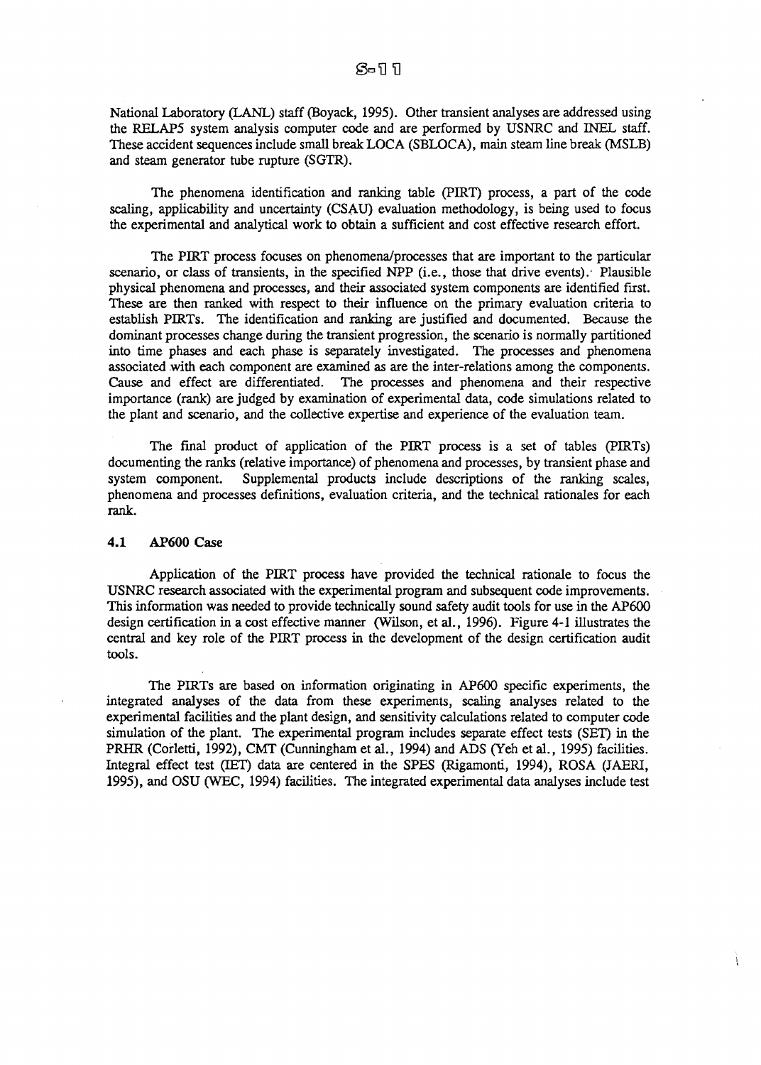National Laboratory (LANL) staff (Boyack, 1995). Other transient analyses are addressed using the RELAP5 system analysis computer code and are performed by USNRC and INEL staff. These accident sequences include small break LOCA (SBLOCA), main steam line break (MSLB) and steam generator tube rupture (SGTR).

The phenomena identification and ranking table (PIRT) process, a part of the code scaling, applicability and uncertainty (CSAU) evaluation methodology, is being used to focus the experimental and analytical work to obtain a sufficient and cost effective research effort.

The PIRT process focuses on phenomena/processes that are important to the particular scenario, or class of transients, in the specified NPP (i.e., those that drive events). Plausible physical phenomena and processes, and their associated system components are identified first. These are then ranked with respect to their influence on the primary evaluation criteria to establish PIRTs. The identification and ranking are justified and documented. Because the dominant processes change during the transient progression, the scenario is normally partitioned into time phases and each phase is separately investigated. The processes and phenomena associated with each component are examined as are the inter-relations among the components. Cause and effect are differentiated. The processes and phenomena and their respective importance (rank) are judged by examination of experimental data, code simulations related to the plant and scenario, and the collective expertise and experience of the evaluation team.

The final product of application of the PIRT process is a set of tables (PIRTs) documenting the ranks (relative importance) of phenomena and processes, by transient phase and system component. Supplemental products include descriptions of the ranking scales, phenomena and processes definitions, evaluation criteria, and the technical rationales for each rank.

### 4.1 AP600 Case

Application of the PIRT process have provided the technical rationale to focus the USNRC research associated with the experimental program and subsequent code improvements. This information was needed to provide technically sound safety audit tools for use in the AP600 design certification in a cost effective manner (Wilson, et al., 1996). Figure 4-1 illustrates the central and key role of the PIRT process in the development of the design certification audit tools.

The PIRTs are based on information originating in AP600 specific experiments, the integrated analyses of the data from these experiments, scaling analyses related to the experimental facilities and the plant design, and sensitivity calculations related to computer code simulation of the plant. The experimental program includes separate effect tests (SET) in the PRHR (Corletti, 1992), CMT (Cunningham et al., 1994) and ADS (Yeh et al., 1995) facilities. Integral effect test (IET) data are centered in the SPES (Rigamonti, 1994), ROSA (JAERI, 1995), and OSU (WEC, 1994) facilities. The integrated experimental data analyses include test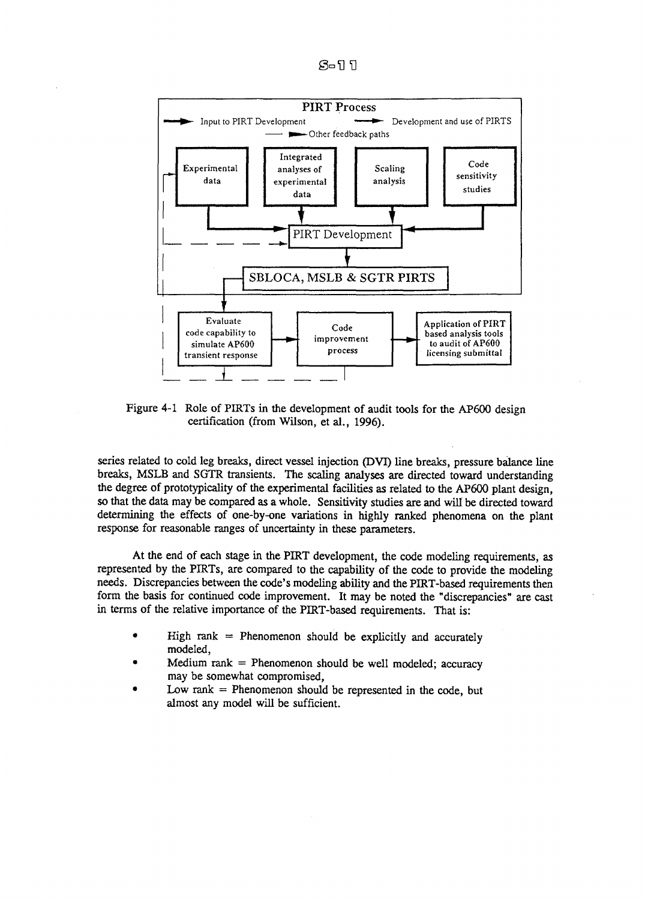PIRT Process

Input to PIRT Development

Development and use of PIRTS

Other feedback paths

Experimental data

Integrated analyses of experimental data

Scaling analysis

Code sensitivity studies

PIRT Development

SBLOCA, MSLB & SGTR PIRTS

Evaluate code capability to simulate AP600 transient response

Code improvement process

Application of PIRT based analysis tools to audit of AP600 licensing submittal

Figure 4-1 Role of PIRTs in the development of audit tools for the AP600 design certification (from Wilson, et al., 1996).

series related to cold leg breaks, direct vessel injection (DVI) line breaks, pressure balance line breaks, MSLB and SGTR transients. The scaling analyses are directed toward understanding the degree of prototypicality of the experimental facilities as related to the AP600 plant design, so that the data may be compared as a whole. Sensitivity studies are and will be directed toward determining the effects of one-by-one variations in highly ranked phenomena on the plant response for reasonable ranges of uncertainty in these parameters.

At the end of each stage in the PIRT development, the code modeling requirements, as represented by the PIRTs, are compared to the capability of the code to provide the modeling needs. Discrepancies between the code's modeling ability and the PIRT-based requirements then form the basis for continued code improvement. It may be noted the "discrepancies" are cast in terms of the relative importance of the PIRT-based requirements. That is:

- High rank = Phenomenon should be explicitly and accurately modeled,
- Medium rank = Phenomenon should be well modeled; accuracy may be somewhat compromised,
- Low rank = Phenomenon should be represented in the code, but almost any model will be sufficient.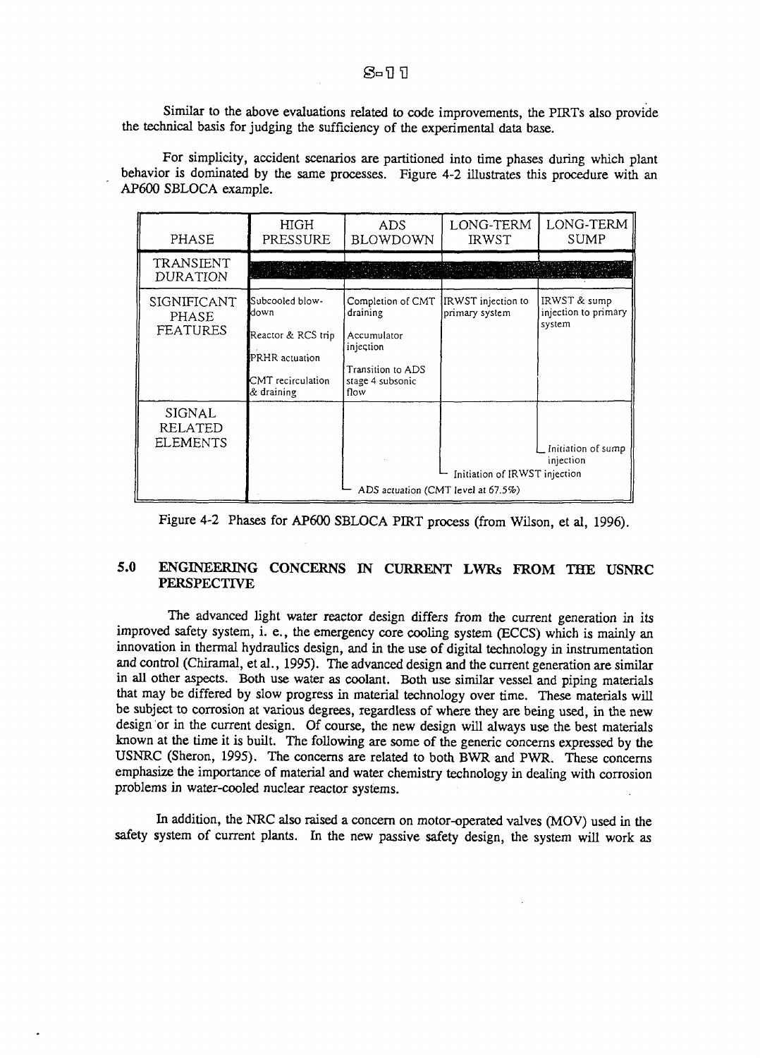Similar to the above evaluations related to code improvements, the PIRTs also provide the technical basis for judging the sufficiency of the experimental data base.

For simplicity, accident scenarios are partitioned into time phases during which plant behavior is dominated by the same processes. Figure 4-2 illustrates this procedure with an AP600 SBLOCA example.

| PHASE | HIGH PRESSURE | ADS BLOWDOWN | LONG-TERM IRWST | LONG-TERM SUMP |
|---|---|---|---|---|
| TRANSIENT DURATION | | | | |
| SIGNIFICANT PHASE FEATURES | Subcooled blow-down<br>Reactor & RCS trip<br>PRHR actuation<br>CMT recirculation & draining | Completion of CMT draining<br>Accumulator injection<br>Transition to ADS stage 4 subsonic flow | IRWST injection to primary system | IRWST & sump injection to primary system |
| SIGNAL RELATED ELEMENTS | | ADS actuation (CMT level at 67.5%) | Initiation of IRWST injection | Initiation of sump injection |

Figure 4-2 Phases for AP600 SBLOCA PIRT process (from Wilson, et al, 1996).

## 5.0 ENGINEERING CONCERNS IN CURRENT LWRs FROM THE USNRC PERSPECTIVE

The advanced light water reactor design differs from the current generation in its improved safety system, i. e., the emergency core cooling system (ECCS) which is mainly an innovation in thermal hydraulics design, and in the use of digital technology in instrumentation and control (Chiramal, et al., 1995). The advanced design and the current generation are similar in all other aspects. Both use water as coolant. Both use similar vessel and piping materials that may be differed by slow progress in material technology over time. These materials will be subject to corrosion at various degrees, regardless of where they are being used, in the new design or in the current design. Of course, the new design will always use the best materials known at the time it is built. The following are some of the generic concerns expressed by the USNRC (Sheron, 1995). The concerns are related to both BWR and PWR. These concerns emphasize the importance of material and water chemistry technology in dealing with corrosion problems in water-cooled nuclear reactor systems.

In addition, the NRC also raised a concern on motor-operated valves (MOV) used in the safety system of current plants. In the new passive safety design, the system will work as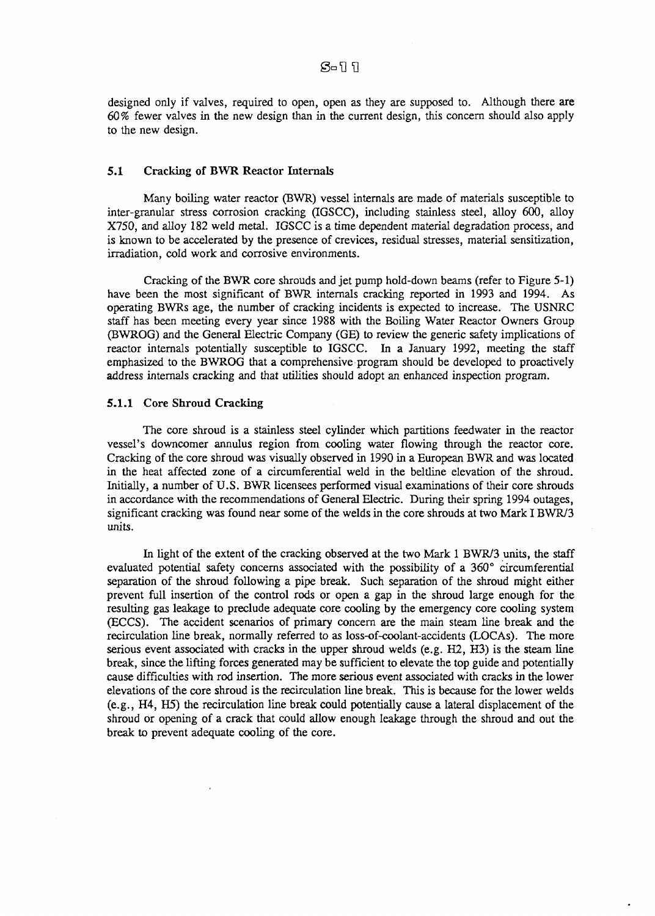designed only if valves, required to open, open as they are supposed to. Although there are 60% fewer valves in the new design than in the current design, this concern should also apply to the new design.

### 5.1 Cracking of BWR Reactor Internals

Many boiling water reactor (BWR) vessel internals are made of materials susceptible to inter-granular stress corrosion cracking (IGSCC), including stainless steel, alloy 600, alloy X750, and alloy 182 weld metal. IGSCC is a time dependent material degradation process, and is known to be accelerated by the presence of crevices, residual stresses, material sensitization, irradiation, cold work and corrosive environments.

Cracking of the BWR core shrouds and jet pump hold-down beams (refer to Figure 5-1) have been the most significant of BWR internals cracking reported in 1993 and 1994. As operating BWRs age, the number of cracking incidents is expected to increase. The USNRC staff has been meeting every year since 1988 with the Boiling Water Reactor Owners Group (BWROG) and the General Electric Company (GE) to review the generic safety implications of reactor internals potentially susceptible to IGSCC. In a January 1992, meeting the staff emphasized to the BWROG that a comprehensive program should be developed to proactively address internals cracking and that utilities should adopt an enhanced inspection program.

#### 5.1.1 Core Shroud Cracking

The core shroud is a stainless steel cylinder which partitions feedwater in the reactor vessel's downcomer annulus region from cooling water flowing through the reactor core. Cracking of the core shroud was visually observed in 1990 in a European BWR and was located in the heat affected zone of a circumferential weld in the beltline elevation of the shroud. Initially, a number of U.S. BWR licensees performed visual examinations of their core shrouds in accordance with the recommendations of General Electric. During their spring 1994 outages, significant cracking was found near some of the welds in the core shrouds at two Mark I BWR/3 units.

In light of the extent of the cracking observed at the two Mark 1 BWR/3 units, the staff evaluated potential safety concerns associated with the possibility of a 360° circumferential separation of the shroud following a pipe break. Such separation of the shroud might either prevent full insertion of the control rods or open a gap in the shroud large enough for the resulting gas leakage to preclude adequate core cooling by the emergency core cooling system (ECCS). The accident scenarios of primary concern are the main steam line break and the recirculation line break, normally referred to as loss-of-coolant-accidents (LOCAs). The more serious event associated with cracks in the upper shroud welds (e.g. H2, H3) is the steam line break, since the lifting forces generated may be sufficient to elevate the top guide and potentially cause difficulties with rod insertion. The more serious event associated with cracks in the lower elevations of the core shroud is the recirculation line break. This is because for the lower welds (e.g., H4, H5) the recirculation line break could potentially cause a lateral displacement of the shroud or opening of a crack that could allow enough leakage through the shroud and out the break to prevent adequate cooling of the core.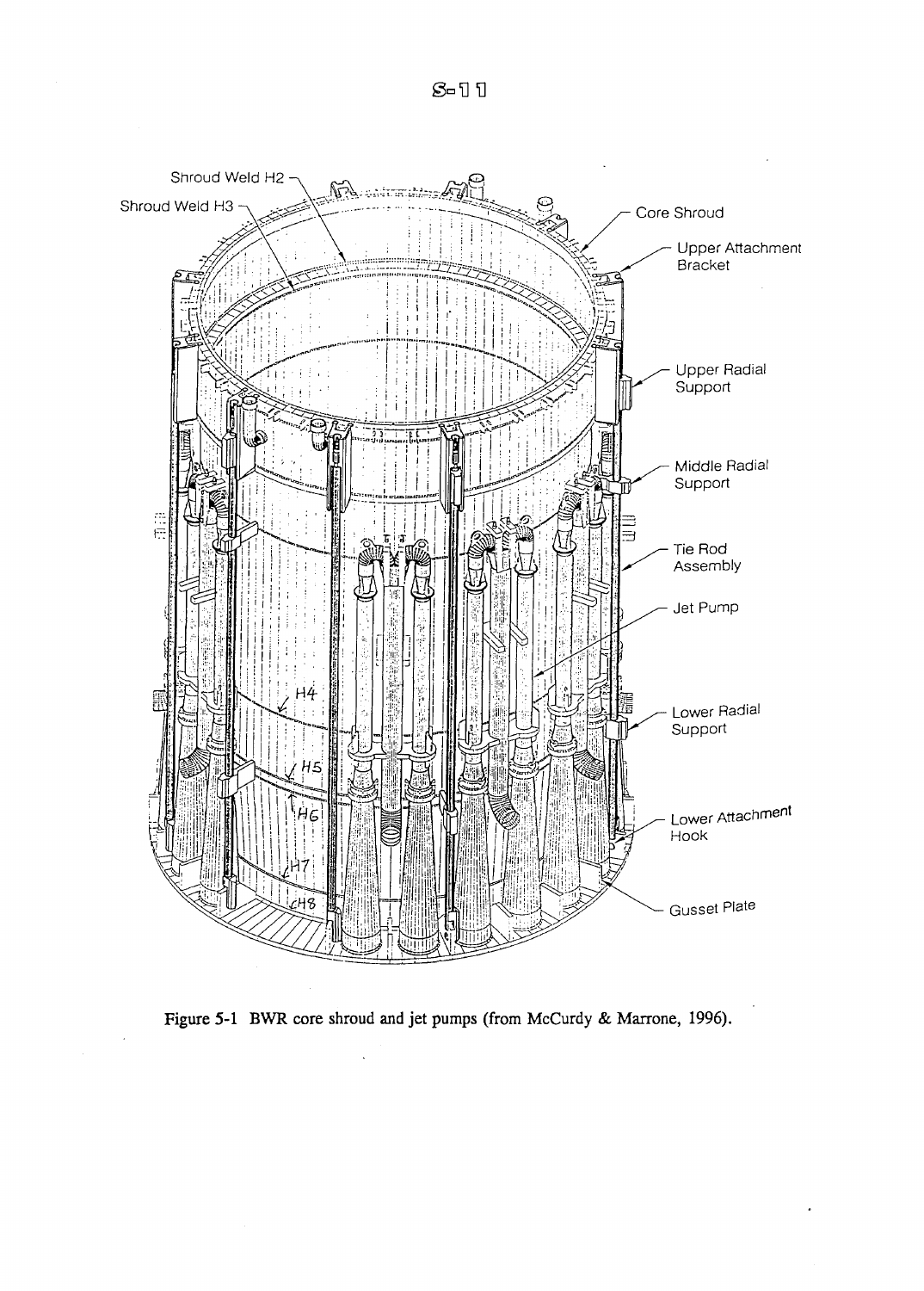Shroud Weld H2
Shroud Weld H3
Core Shroud
Upper Attachment Bracket
Upper Radial Support
Middle Radial Support
Tie Rod Assembly
Jet Pump
Lower Radial Support
Lower Attachment Hook
Gusset Plate
H4
H5
H6
H7
H8

**Figure 5-1** BWR core shroud and jet pumps (from McCurdy & Marrone, 1996).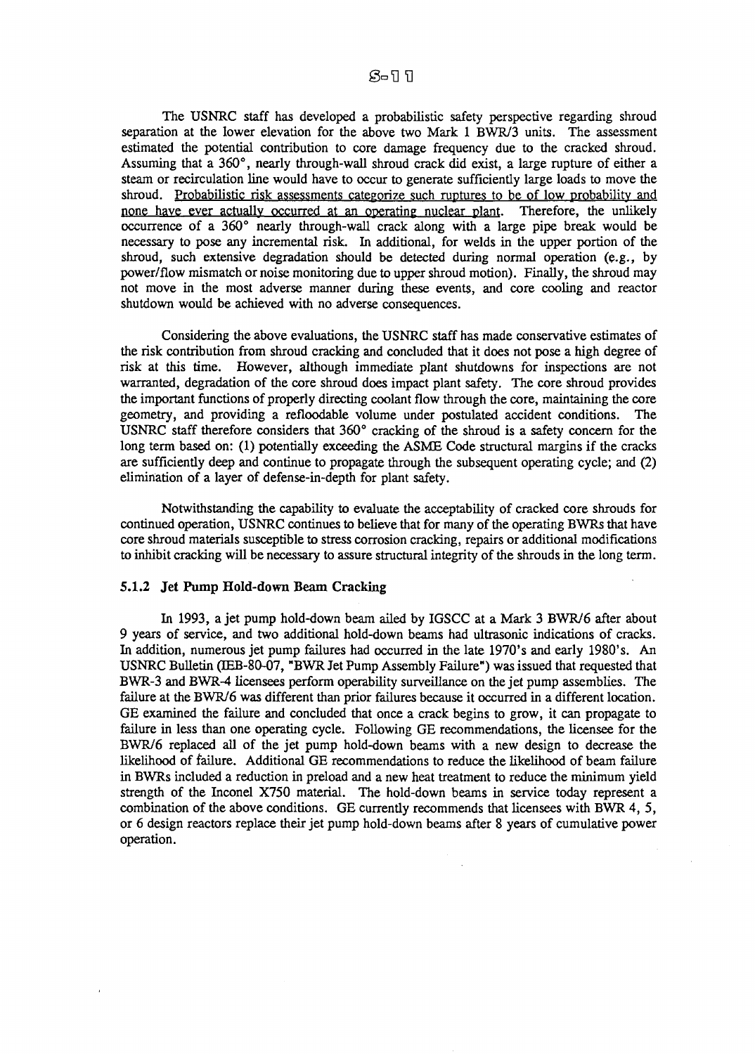The USNRC staff has developed a probabilistic safety perspective regarding shroud separation at the lower elevation for the above two Mark 1 BWR/3 units. The assessment estimated the potential contribution to core damage frequency due to the cracked shroud. Assuming that a 360°, nearly through-wall shroud crack did exist, a large rupture of either a steam or recirculation line would have to occur to generate sufficiently large loads to move the shroud. Probabilistic risk assessments categorize such ruptures to be of low probability and none have ever actually occurred at an operating nuclear plant. Therefore, the unlikely occurrence of a 360° nearly through-wall crack along with a large pipe break would be necessary to pose any incremental risk. In additional, for welds in the upper portion of the shroud, such extensive degradation should be detected during normal operation (e.g., by power/flow mismatch or noise monitoring due to upper shroud motion). Finally, the shroud may not move in the most adverse manner during these events, and core cooling and reactor shutdown would be achieved with no adverse consequences.

Considering the above evaluations, the USNRC staff has made conservative estimates of the risk contribution from shroud cracking and concluded that it does not pose a high degree of risk at this time. However, although immediate plant shutdowns for inspections are not warranted, degradation of the core shroud does impact plant safety. The core shroud provides the important functions of properly directing coolant flow through the core, maintaining the core geometry, and providing a refloodable volume under postulated accident conditions. The USNRC staff therefore considers that 360° cracking of the shroud is a safety concern for the long term based on: (1) potentially exceeding the ASME Code structural margins if the cracks are sufficiently deep and continue to propagate through the subsequent operating cycle; and (2) elimination of a layer of defense-in-depth for plant safety.

Notwithstanding the capability to evaluate the acceptability of cracked core shrouds for continued operation, USNRC continues to believe that for many of the operating BWRs that have core shroud materials susceptible to stress corrosion cracking, repairs or additional modifications to inhibit cracking will be necessary to assure structural integrity of the shrouds in the long term.

### 5.1.2 Jet Pump Hold-down Beam Cracking

In 1993, a jet pump hold-down beam ailed by IGSCC at a Mark 3 BWR/6 after about 9 years of service, and two additional hold-down beams had ultrasonic indications of cracks. In addition, numerous jet pump failures had occurred in the late 1970's and early 1980's. An USNRC Bulletin (IEB-80-07, "BWR Jet Pump Assembly Failure") was issued that requested that BWR-3 and BWR-4 licensees perform operability surveillance on the jet pump assemblies. The failure at the BWR/6 was different than prior failures because it occurred in a different location. GE examined the failure and concluded that once a crack begins to grow, it can propagate to failure in less than one operating cycle. Following GE recommendations, the licensee for the BWR/6 replaced all of the jet pump hold-down beams with a new design to decrease the likelihood of failure. Additional GE recommendations to reduce the likelihood of beam failure in BWRs included a reduction in preload and a new heat treatment to reduce the minimum yield strength of the Inconel X750 material. The hold-down beams in service today represent a combination of the above conditions. GE currently recommends that licensees with BWR 4, 5, or 6 design reactors replace their jet pump hold-down beams after 8 years of cumulative power operation.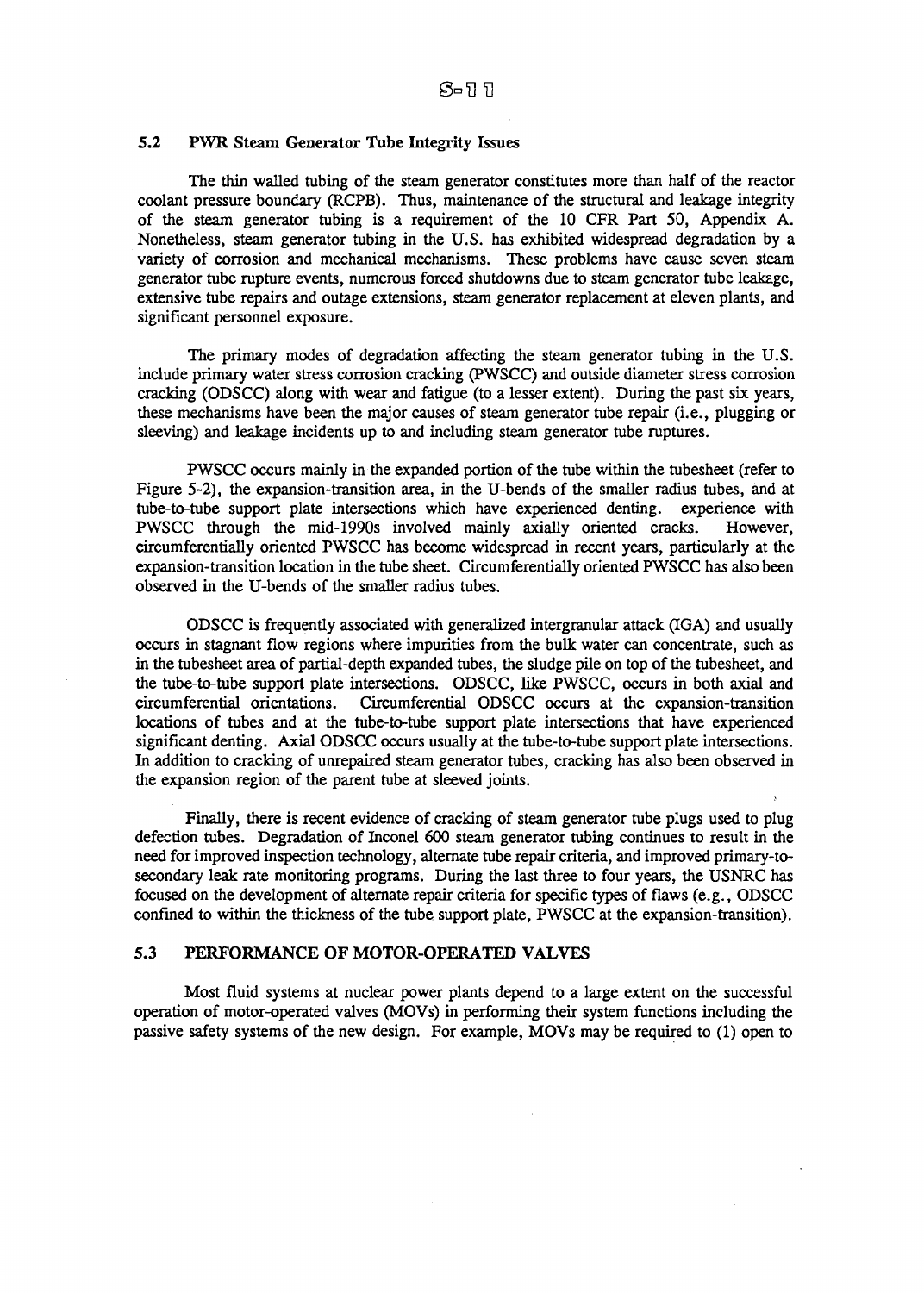## 5.2 PWR Steam Generator Tube Integrity Issues

The thin walled tubing of the steam generator constitutes more than half of the reactor coolant pressure boundary (RCPB). Thus, maintenance of the structural and leakage integrity of the steam generator tubing is a requirement of the 10 CFR Part 50, Appendix A. Nonetheless, steam generator tubing in the U.S. has exhibited widespread degradation by a variety of corrosion and mechanical mechanisms. These problems have cause seven steam generator tube rupture events, numerous forced shutdowns due to steam generator tube leakage, extensive tube repairs and outage extensions, steam generator replacement at eleven plants, and significant personnel exposure.

The primary modes of degradation affecting the steam generator tubing in the U.S. include primary water stress corrosion cracking (PWSCC) and outside diameter stress corrosion cracking (ODSCC) along with wear and fatigue (to a lesser extent). During the past six years, these mechanisms have been the major causes of steam generator tube repair (i.e., plugging or sleeving) and leakage incidents up to and including steam generator tube ruptures.

PWSCC occurs mainly in the expanded portion of the tube within the tubesheet (refer to Figure 5-2), the expansion-transition area, in the U-bends of the smaller radius tubes, and at tube-to-tube support plate intersections which have experienced denting. experience with PWSCC through the mid-1990s involved mainly axially oriented cracks. However, circumferentially oriented PWSCC has become widespread in recent years, particularly at the expansion-transition location in the tube sheet. Circumferentially oriented PWSCC has also been observed in the U-bends of the smaller radius tubes.

ODSCC is frequently associated with generalized intergranular attack (IGA) and usually occurs in stagnant flow regions where impurities from the bulk water can concentrate, such as in the tubesheet area of partial-depth expanded tubes, the sludge pile on top of the tubesheet, and the tube-to-tube support plate intersections. ODSCC, like PWSCC, occurs in both axial and circumferential orientations. Circumferential ODSCC occurs at the expansion-transition locations of tubes and at the tube-to-tube support plate intersections that have experienced significant denting. Axial ODSCC occurs usually at the tube-to-tube support plate intersections. In addition to cracking of unrepaired steam generator tubes, cracking has also been observed in the expansion region of the parent tube at sleeved joints.

Finally, there is recent evidence of cracking of steam generator tube plugs used to plug defection tubes. Degradation of Inconel 600 steam generator tubing continues to result in the need for improved inspection technology, alternate tube repair criteria, and improved primary-to-secondary leak rate monitoring programs. During the last three to four years, the USNRC has focused on the development of alternate repair criteria for specific types of flaws (e.g., ODSCC confined to within the thickness of the tube support plate, PWSCC at the expansion-transition).

## 5.3 PERFORMANCE OF MOTOR-OPERATED VALVES

Most fluid systems at nuclear power plants depend to a large extent on the successful operation of motor-operated valves (MOVs) in performing their system functions including the passive safety systems of the new design. For example, MOVs may be required to (1) open to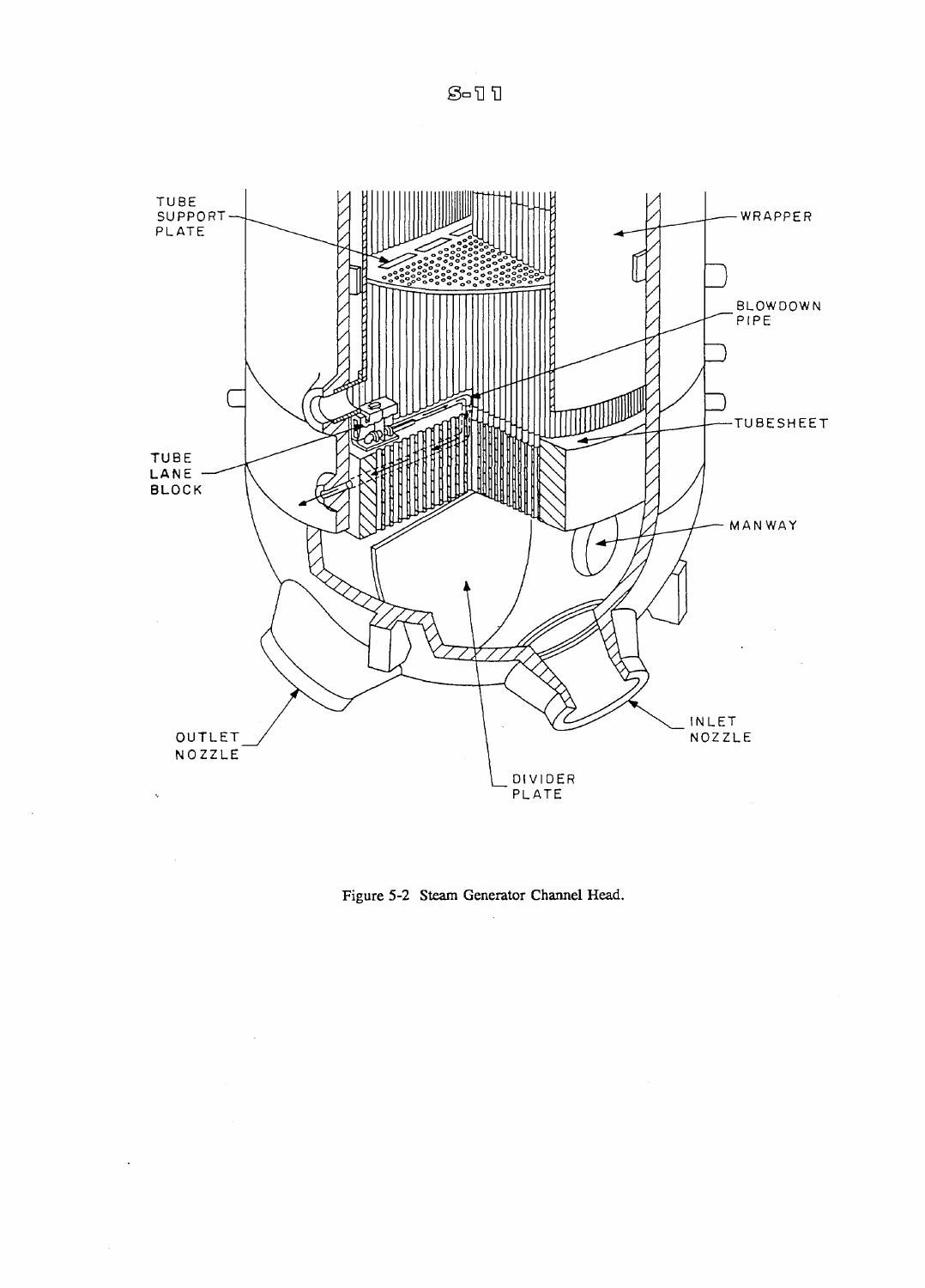TUBE SUPPORT PLATE

WRAPPER

BLOWDOWN PIPE

TUBESHEET

TUBE LANE BLOCK

MANWAY

OUTLET NOZZLE

INLET NOZZLE

DIVIDER PLATE

Figure 5-2 Steam Generator Channel Head.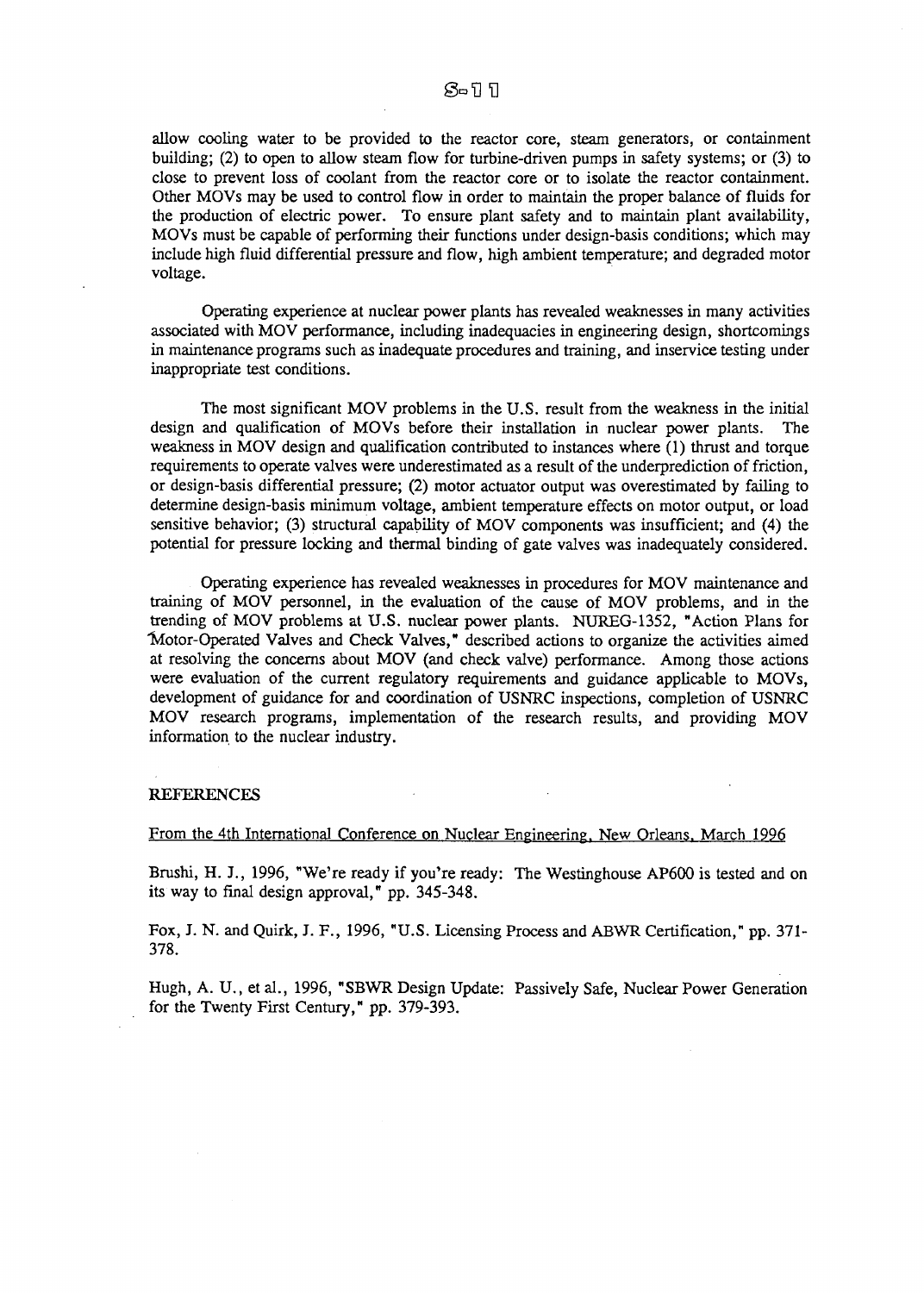allow cooling water to be provided to the reactor core, steam generators, or containment building; (2) to open to allow steam flow for turbine-driven pumps in safety systems; or (3) to close to prevent loss of coolant from the reactor core or to isolate the reactor containment. Other MOVs may be used to control flow in order to maintain the proper balance of fluids for the production of electric power. To ensure plant safety and to maintain plant availability, MOVs must be capable of performing their functions under design-basis conditions; which may include high fluid differential pressure and flow, high ambient temperature; and degraded motor voltage.

Operating experience at nuclear power plants has revealed weaknesses in many activities associated with MOV performance, including inadequacies in engineering design, shortcomings in maintenance programs such as inadequate procedures and training, and inservice testing under inappropriate test conditions.

The most significant MOV problems in the U.S. result from the weakness in the initial design and qualification of MOVs before their installation in nuclear power plants. The weakness in MOV design and qualification contributed to instances where (1) thrust and torque requirements to operate valves were underestimated as a result of the underprediction of friction, or design-basis differential pressure; (2) motor actuator output was overestimated by failing to determine design-basis minimum voltage, ambient temperature effects on motor output, or load sensitive behavior; (3) structural capability of MOV components was insufficient; and (4) the potential for pressure locking and thermal binding of gate valves was inadequately considered.

Operating experience has revealed weaknesses in procedures for MOV maintenance and training of MOV personnel, in the evaluation of the cause of MOV problems, and in the trending of MOV problems at U.S. nuclear power plants. NUREG-1352, "Action Plans for Motor-Operated Valves and Check Valves," described actions to organize the activities aimed at resolving the concerns about MOV (and check valve) performance. Among those actions were evaluation of the current regulatory requirements and guidance applicable to MOVs, development of guidance for and coordination of USNRC inspections, completion of USNRC MOV research programs, implementation of the research results, and providing MOV information to the nuclear industry.

## REFERENCES

From the 4th International Conference on Nuclear Engineering, New Orleans, March 1996

Brushi, H. J., 1996, "We're ready if you're ready: The Westinghouse AP600 is tested and on its way to final design approval," pp. 345-348.

Fox, J. N. and Quirk, J. F., 1996, "U.S. Licensing Process and ABWR Certification," pp. 371-378.

Hugh, A. U., et al., 1996, "SBWR Design Update: Passively Safe, Nuclear Power Generation for the Twenty First Century," pp. 379-393.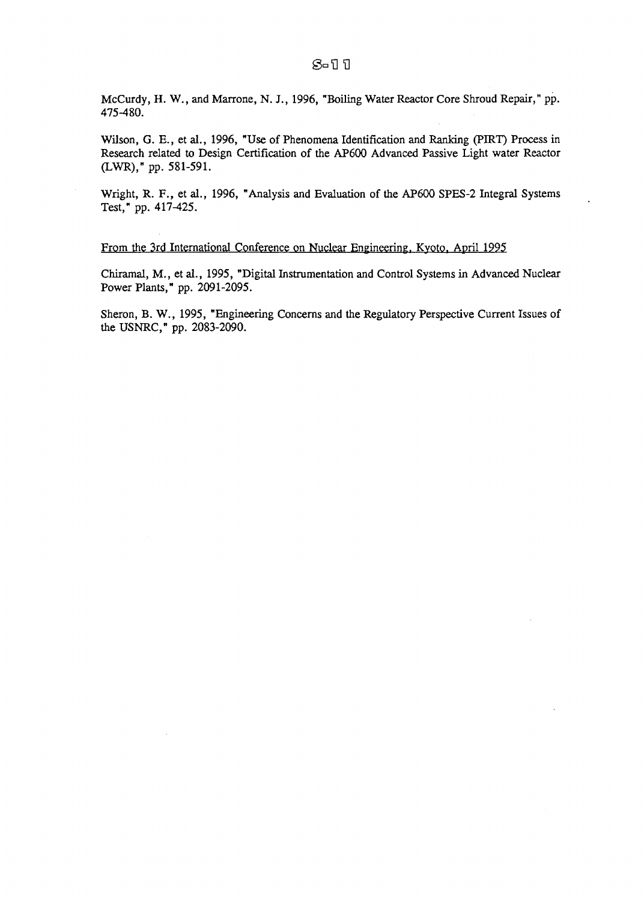McCurdy, H. W., and Marrone, N. J., 1996, "Boiling Water Reactor Core Shroud Repair," pp. 475-480.

Wilson, G. E., et al., 1996, "Use of Phenomena Identification and Ranking (PIRT) Process in Research related to Design Certification of the AP600 Advanced Passive Light water Reactor (LWR)," pp. 581-591.

Wright, R. F., et al., 1996, "Analysis and Evaluation of the AP600 SPES-2 Integral Systems Test," pp. 417-425.

From the 3rd International Conference on Nuclear Engineering, Kyoto, April 1995

Chiramal, M., et al., 1995, "Digital Instrumentation and Control Systems in Advanced Nuclear Power Plants," pp. 2091-2095.

Sheron, B. W., 1995, "Engineering Concerns and the Regulatory Perspective Current Issues of the USNRC," pp. 2083-2090.